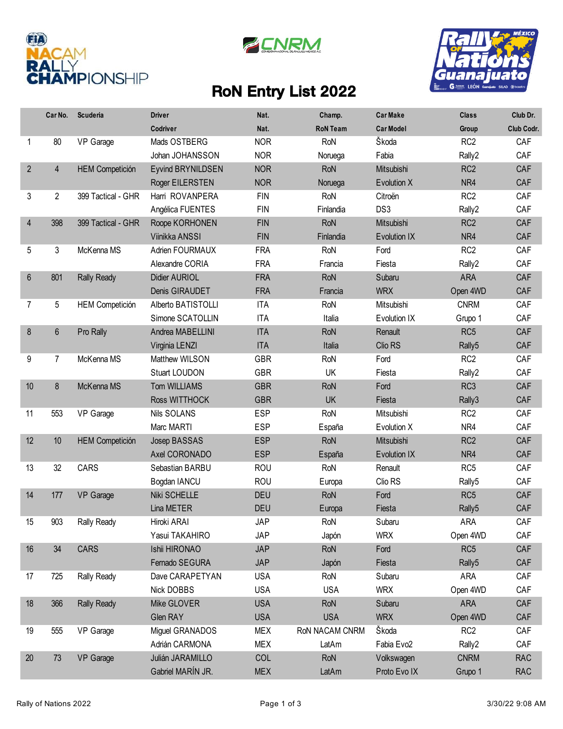# RoN Entry List 2022

| | Car No. | Scuderia | Driver | Nat. | Champ. | Car Make | Class | Club Dr. |
|---|---|---|---|---|---|---|---|---|
| | | | Codriver | Nat. | RoN Team | Car Model | Group | Club Codr. |
| 1 | 80 | VP Garage | Mads OSTBERG | NOR | RoN | Škoda | RC2 | CAF |
| | | | Johan JOHANSSON | NOR | Noruega | Fabia | Rally2 | CAF |
| 2 | 4 | HEM Competición | Eyvind BRYNILDSEN | NOR | RoN | Mitsubishi | RC2 | CAF |
| | | | Roger EILERSTEN | NOR | Noruega | Evolution X | NR4 | CAF |
| 3 | 2 | 399 Tactical - GHR | Harri ROVANPERA | FIN | RoN | Citroën | RC2 | CAF |
| | | | Angélica FUENTES | FIN | Finlandia | DS3 | Rally2 | CAF |
| 4 | 398 | 399 Tactical - GHR | Roope KORHONEN | FIN | RoN | Mitsubishi | RC2 | CAF |
| | | | Viinikka ANSSI | FIN | Finlandia | Evolution IX | NR4 | CAF |
| 5 | 3 | McKenna MS | Adrien FOURMAUX | FRA | RoN | Ford | RC2 | CAF |
| | | | Alexandre CORIA | FRA | Francia | Fiesta | Rally2 | CAF |
| 6 | 801 | Rally Ready | Didier AURIOL | FRA | RoN | Subaru | ARA | CAF |
| | | | Denis GIRAUDET | FRA | Francia | WRX | Open 4WD | CAF |
| 7 | 5 | HEM Competición | Alberto BATISTOLLI | ITA | RoN | Mitsubishi | CNRM | CAF |
| | | | Simone SCATOLLIN | ITA | Italia | Evolution IX | Grupo 1 | CAF |
| 8 | 6 | Pro Rally | Andrea MABELLINI | ITA | RoN | Renault | RC5 | CAF |
| | | | Virginia LENZI | ITA | Italia | Clio RS | Rally5 | CAF |
| 9 | 7 | McKenna MS | Matthew WILSON | GBR | RoN | Ford | RC2 | CAF |
| | | | Stuart LOUDON | GBR | UK | Fiesta | Rally2 | CAF |
| 10 | 8 | McKenna MS | Tom WILLIAMS | GBR | RoN | Ford | RC3 | CAF |
| | | | Ross WITTHOCK | GBR | UK | Fiesta | Rally3 | CAF |
| 11 | 553 | VP Garage | Nils SOLANS | ESP | RoN | Mitsubishi | RC2 | CAF |
| | | | Marc MARTI | ESP | España | Evolution X | NR4 | CAF |
| 12 | 10 | HEM Competición | Josep BASSAS | ESP | RoN | Mitsubishi | RC2 | CAF |
| | | | Axel CORONADO | ESP | España | Evolution IX | NR4 | CAF |
| 13 | 32 | CARS | Sebastian BARBU | ROU | RoN | Renault | RC5 | CAF |
| | | | Bogdan IANCU | ROU | Europa | Clio RS | Rally5 | CAF |
| 14 | 177 | VP Garage | Niki SCHELLE | DEU | RoN | Ford | RC5 | CAF |
| | | | Lina METER | DEU | Europa | Fiesta | Rally5 | CAF |
| 15 | 903 | Rally Ready | Hiroki ARAI | JAP | RoN | Subaru | ARA | CAF |
| | | | Yasui TAKAHIRO | JAP | Japón | WRX | Open 4WD | CAF |
| 16 | 34 | CARS | Ishii HIRONAO | JAP | RoN | Ford | RC5 | CAF |
| | | | Fernado SEGURA | JAP | Japón | Fiesta | Rally5 | CAF |
| 17 | 725 | Rally Ready | Dave CARAPETYAN | USA | RoN | Subaru | ARA | CAF |
| | | | Nick DOBBS | USA | USA | WRX | Open 4WD | CAF |
| 18 | 366 | Rally Ready | Mike GLOVER | USA | RoN | Subaru | ARA | CAF |
| | | | Glen RAY | USA | USA | WRX | Open 4WD | CAF |
| 19 | 555 | VP Garage | Miguel GRANADOS | MEX | RoN NACAM CNRM | Škoda | RC2 | CAF |
| | | | Adrián CARMONA | MEX | LatAm | Fabia Evo2 | Rally2 | CAF |
| 20 | 73 | VP Garage | Julián JARAMILLO | COL | RoN | Volkswagen | CNRM | RAC |
| | | | Gabriel MARÍN JR. | MEX | LatAm | Proto Evo IX | Grupo 1 | RAC |

Rally of Nations 2022 — 3/30/22 9:08 AM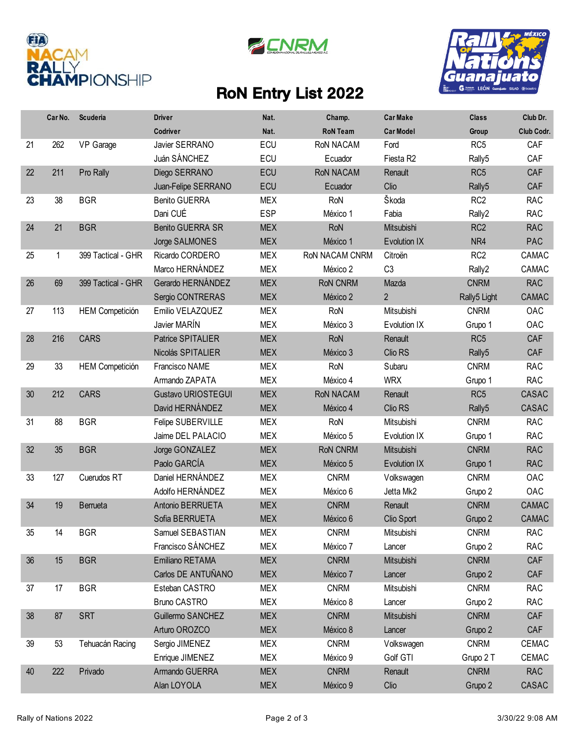# RoN Entry List 2022

| | Car No. | Scuderia | Driver / Codriver | Nat. | Champ. / RoN Team | Car Make / Car Model | Class / Group | Club Dr. / Club Codr. |
|---|---|---|---|---|---|---|---|---|
| 21 | 262 | VP Garage | Javier SERRANO | ECU | RoN NACAM | Ford | RC5 | CAF |
| | | | Juán SÁNCHEZ | ECU | Ecuador | Fiesta R2 | Rally5 | CAF |
| 22 | 211 | Pro Rally | Diego SERRANO | ECU | RoN NACAM | Renault | RC5 | CAF |
| | | | Juan-Felipe SERRANO | ECU | Ecuador | Clio | Rally5 | CAF |
| 23 | 38 | BGR | Benito GUERRA | MEX | RoN | Škoda | RC2 | RAC |
| | | | Dani CUÉ | ESP | México 1 | Fabia | Rally2 | RAC |
| 24 | 21 | BGR | Benito GUERRA SR | MEX | RoN | Mitsubishi | RC2 | RAC |
| | | | Jorge SALMONES | MEX | México 1 | Evolution IX | NR4 | PAC |
| 25 | 1 | 399 Tactical - GHR | Ricardo CORDERO | MEX | RoN NACAM CNRM | Citroën | RC2 | CAMAC |
| | | | Marco HERNÁNDEZ | MEX | México 2 | C3 | Rally2 | CAMAC |
| 26 | 69 | 399 Tactical - GHR | Gerardo HERNÁNDEZ | MEX | RoN CNRM | Mazda | CNRM | RAC |
| | | | Sergio CONTRERAS | MEX | México 2 | 2 | Rally5 Light | CAMAC |
| 27 | 113 | HEM Competición | Emilio VELAZQUEZ | MEX | RoN | Mitsubishi | CNRM | OAC |
| | | | Javier MARÍN | MEX | México 3 | Evolution IX | Grupo 1 | OAC |
| 28 | 216 | CARS | Patrice SPITALIER | MEX | RoN | Renault | RC5 | CAF |
| | | | Nicolás SPITALIER | MEX | México 3 | Clio RS | Rally5 | CAF |
| 29 | 33 | HEM Competición | Francisco NAME | MEX | RoN | Subaru | CNRM | RAC |
| | | | Armando ZAPATA | MEX | México 4 | WRX | Grupo 1 | RAC |
| 30 | 212 | CARS | Gustavo URIOSTEGUI | MEX | RoN NACAM | Renault | RC5 | CASAC |
| | | | David HERNÁNDEZ | MEX | México 4 | Clio RS | Rally5 | CASAC |
| 31 | 88 | BGR | Felipe SUBERVILLE | MEX | RoN | Mitsubishi | CNRM | RAC |
| | | | Jaime DEL PALACIO | MEX | México 5 | Evolution IX | Grupo 1 | RAC |
| 32 | 35 | BGR | Jorge GONZALEZ | MEX | RoN CNRM | Mitsubishi | CNRM | RAC |
| | | | Paolo GARCÍA | MEX | México 5 | Evolution IX | Grupo 1 | RAC |
| 33 | 127 | Cuerudos RT | Daniel HERNÁNDEZ | MEX | CNRM | Volkswagen | CNRM | OAC |
| | | | Adolfo HERNÁNDEZ | MEX | México 6 | Jetta Mk2 | Grupo 2 | OAC |
| 34 | 19 | Berrueta | Antonio BERRUETA | MEX | CNRM | Renault | CNRM | CAMAC |
| | | | Sofia BERRUETA | MEX | México 6 | Clio Sport | Grupo 2 | CAMAC |
| 35 | 14 | BGR | Samuel SEBASTIAN | MEX | CNRM | Mitsubishi | CNRM | RAC |
| | | | Francisco SÁNCHEZ | MEX | México 7 | Lancer | Grupo 2 | RAC |
| 36 | 15 | BGR | Emiliano RETAMA | MEX | CNRM | Mitsubishi | CNRM | CAF |
| | | | Carlos DE ANTUÑANO | MEX | México 7 | Lancer | Grupo 2 | CAF |
| 37 | 17 | BGR | Esteban CASTRO | MEX | CNRM | Mitsubishi | CNRM | RAC |
| | | | Bruno CASTRO | MEX | México 8 | Lancer | Grupo 2 | RAC |
| 38 | 87 | SRT | Guillermo SANCHEZ | MEX | CNRM | Mitsubishi | CNRM | CAF |
| | | | Arturo OROZCO | MEX | México 8 | Lancer | Grupo 2 | CAF |
| 39 | 53 | Tehuacán Racing | Sergio JIMENEZ | MEX | CNRM | Volkswagen | CNRM | CEMAC |
| | | | Enrique JIMENEZ | MEX | México 9 | Golf GTI | Grupo 2 T | CEMAC |
| 40 | 222 | Privado | Armando GUERRA | MEX | CNRM | Renault | CNRM | RAC |
| | | | Alan LOYOLA | MEX | México 9 | Clio | Grupo 2 | CASAC |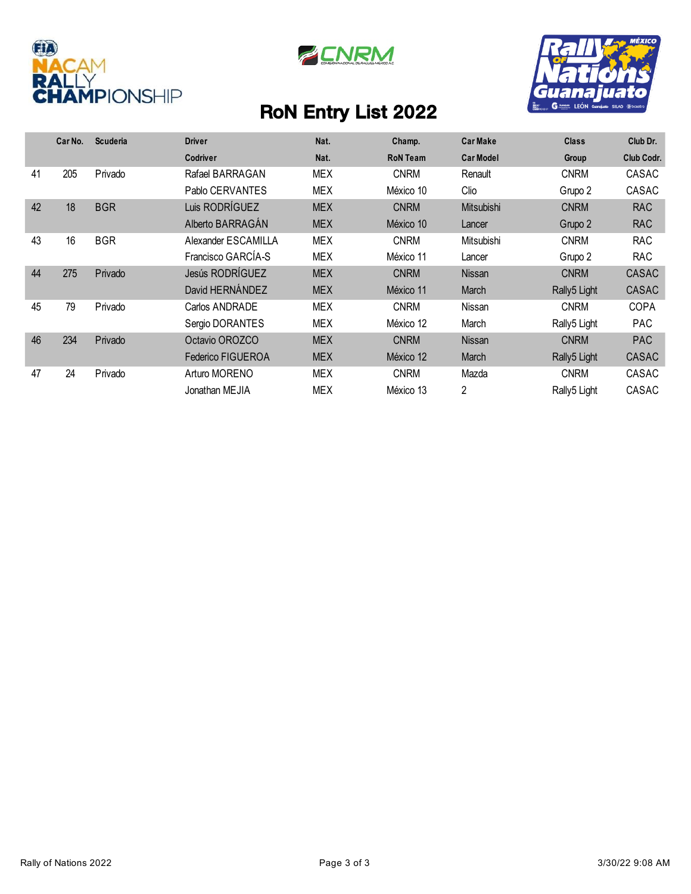# RoN Entry List 2022

| | Car No. | Scuderia | Driver<br>Codriver | Nat.<br>Nat. | Champ.<br>RoN Team | Car Make<br>Car Model | Class<br>Group | Club Dr.<br>Club Codr. |
|---|---|---|---|---|---|---|---|---|
| 41 | 205 | Privado | Rafael BARRAGAN | MEX | CNRM | Renault | CNRM | CASAC |
| | | | Pablo CERVANTES | MEX | México 10 | Clio | Grupo 2 | CASAC |
| 42 | 18 | BGR | Luis RODRÍGUEZ | MEX | CNRM | Mitsubishi | CNRM | RAC |
| | | | Alberto BARRAGÁN | MEX | México 10 | Lancer | Grupo 2 | RAC |
| 43 | 16 | BGR | Alexander ESCAMILLA | MEX | CNRM | Mitsubishi | CNRM | RAC |
| | | | Francisco GARCÍA-S | MEX | México 11 | Lancer | Grupo 2 | RAC |
| 44 | 275 | Privado | Jesús RODRÍGUEZ | MEX | CNRM | Nissan | CNRM | CASAC |
| | | | David HERNÁNDEZ | MEX | México 11 | March | Rally5 Light | CASAC |
| 45 | 79 | Privado | Carlos ANDRADE | MEX | CNRM | Nissan | CNRM | COPA |
| | | | Sergio DORANTES | MEX | México 12 | March | Rally5 Light | PAC |
| 46 | 234 | Privado | Octavio OROZCO | MEX | CNRM | Nissan | CNRM | PAC |
| | | | Federico FIGUEROA | MEX | México 12 | March | Rally5 Light | CASAC |
| 47 | 24 | Privado | Arturo MORENO | MEX | CNRM | Mazda | CNRM | CASAC |
| | | | Jonathan MEJIA | MEX | México 13 | 2 | Rally5 Light | CASAC |